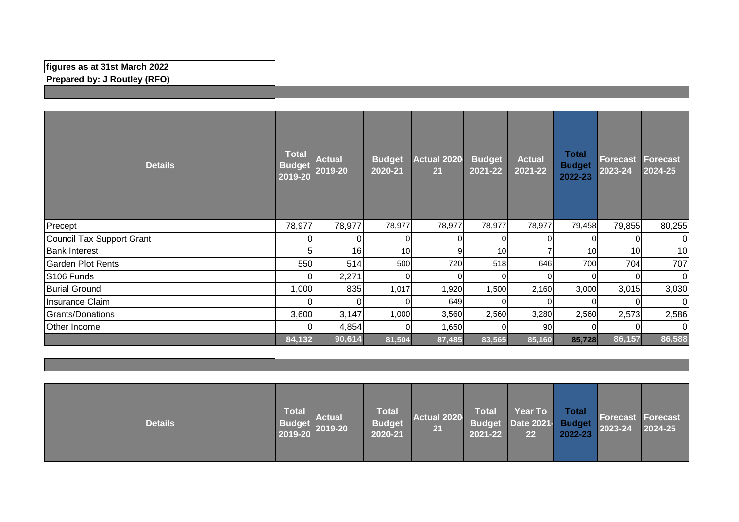**figures as at 31st March 2022**

**Prepared by: J Routley (RFO)**

| Details | Total Budget 2019-20 | Actual 2019-20 | Budget 2020-21 | Actual 2020-21 | Budget 2021-22 | Actual 2021-22 | Total Budget 2022-23 | Forecast 2023-24 | Forecast 2024-25 |
|---|---|---|---|---|---|---|---|---|---|
| Precept | 78,977 | 78,977 | 78,977 | 78,977 | 78,977 | 78,977 | 79,458 | 79,855 | 80,255 |
| Council Tax Support Grant | 0 | 0 | 0 | 0 | 0 | 0 | 0 | 0 | 0 |
| Bank Interest | 5 | 16 | 10 | 9 | 10 | 7 | 10 | 10 | 10 |
| Garden Plot Rents | 550 | 514 | 500 | 720 | 518 | 646 | 700 | 704 | 707 |
| S106 Funds | 0 | 2,271 | 0 | 0 | 0 | 0 | 0 | 0 | 0 |
| Burial Ground | 1,000 | 835 | 1,017 | 1,920 | 1,500 | 2,160 | 3,000 | 3,015 | 3,030 |
| Insurance Claim | 0 | 0 | 0 | 649 | 0 | 0 | 0 | 0 | 0 |
| Grants/Donations | 3,600 | 3,147 | 1,000 | 3,560 | 2,560 | 3,280 | 2,560 | 2,573 | 2,586 |
| Other Income | 0 | 4,854 | 0 | 1,650 | 0 | 90 | 0 | 0 | 0 |
| | 84,132 | 90,614 | 81,504 | 87,485 | 83,565 | 85,160 | 85,728 | 86,157 | 86,588 |

| Details | Total Budget 2019-20 | Actual 2019-20 | Total Budget 2020-21 | Actual 2020-21 | Total Budget 2021-22 | Year To Date 2021-22 | Total Budget 2022-23 | Forecast 2023-24 | Forecast 2024-25 |
|---|---|---|---|---|---|---|---|---|---|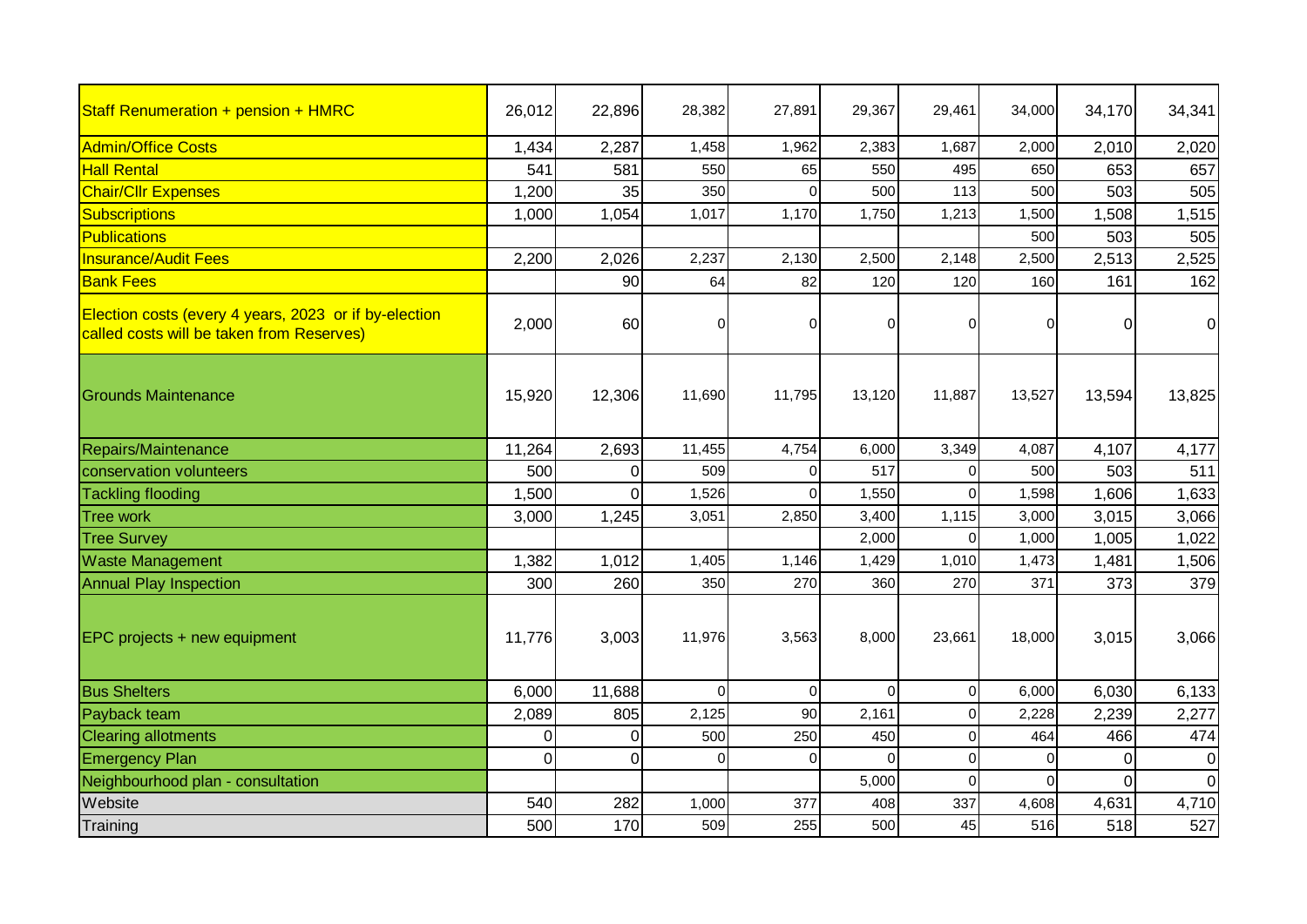| | | | | | | | | | |
|---|---|---|---|---|---|---|---|---|---|
| Staff Renumeration + pension + HMRC | 26,012 | 22,896 | 28,382 | 27,891 | 29,367 | 29,461 | 34,000 | 34,170 | 34,341 |
| Admin/Office Costs | 1,434 | 2,287 | 1,458 | 1,962 | 2,383 | 1,687 | 2,000 | 2,010 | 2,020 |
| Hall Rental | 541 | 581 | 550 | 65 | 550 | 495 | 650 | 653 | 657 |
| Chair/Cllr Expenses | 1,200 | 35 | 350 | 0 | 500 | 113 | 500 | 503 | 505 |
| Subscriptions | 1,000 | 1,054 | 1,017 | 1,170 | 1,750 | 1,213 | 1,500 | 1,508 | 1,515 |
| Publications | | | | | | | 500 | 503 | 505 |
| Insurance/Audit Fees | 2,200 | 2,026 | 2,237 | 2,130 | 2,500 | 2,148 | 2,500 | 2,513 | 2,525 |
| Bank Fees | | 90 | 64 | 82 | 120 | 120 | 160 | 161 | 162 |
| Election costs (every 4 years, 2023 or if by-election called costs will be taken from Reserves) | 2,000 | 60 | 0 | 0 | 0 | 0 | 0 | 0 | 0 |
| Grounds Maintenance | 15,920 | 12,306 | 11,690 | 11,795 | 13,120 | 11,887 | 13,527 | 13,594 | 13,825 |
| Repairs/Maintenance | 11,264 | 2,693 | 11,455 | 4,754 | 6,000 | 3,349 | 4,087 | 4,107 | 4,177 |
| conservation volunteers | 500 | 0 | 509 | 0 | 517 | 0 | 500 | 503 | 511 |
| Tackling flooding | 1,500 | 0 | 1,526 | 0 | 1,550 | 0 | 1,598 | 1,606 | 1,633 |
| Tree work | 3,000 | 1,245 | 3,051 | 2,850 | 3,400 | 1,115 | 3,000 | 3,015 | 3,066 |
| Tree Survey | | | | | 2,000 | 0 | 1,000 | 1,005 | 1,022 |
| Waste Management | 1,382 | 1,012 | 1,405 | 1,146 | 1,429 | 1,010 | 1,473 | 1,481 | 1,506 |
| Annual Play Inspection | 300 | 260 | 350 | 270 | 360 | 270 | 371 | 373 | 379 |
| EPC projects + new equipment | 11,776 | 3,003 | 11,976 | 3,563 | 8,000 | 23,661 | 18,000 | 3,015 | 3,066 |
| Bus Shelters | 6,000 | 11,688 | 0 | 0 | 0 | 0 | 6,000 | 6,030 | 6,133 |
| Payback team | 2,089 | 805 | 2,125 | 90 | 2,161 | 0 | 2,228 | 2,239 | 2,277 |
| Clearing allotments | 0 | 0 | 500 | 250 | 450 | 0 | 464 | 466 | 474 |
| Emergency Plan | 0 | 0 | 0 | 0 | 0 | 0 | 0 | 0 | 0 |
| Neighbourhood plan - consultation | | | | | 5,000 | 0 | 0 | 0 | 0 |
| Website | 540 | 282 | 1,000 | 377 | 408 | 337 | 4,608 | 4,631 | 4,710 |
| Training | 500 | 170 | 509 | 255 | 500 | 45 | 516 | 518 | 527 |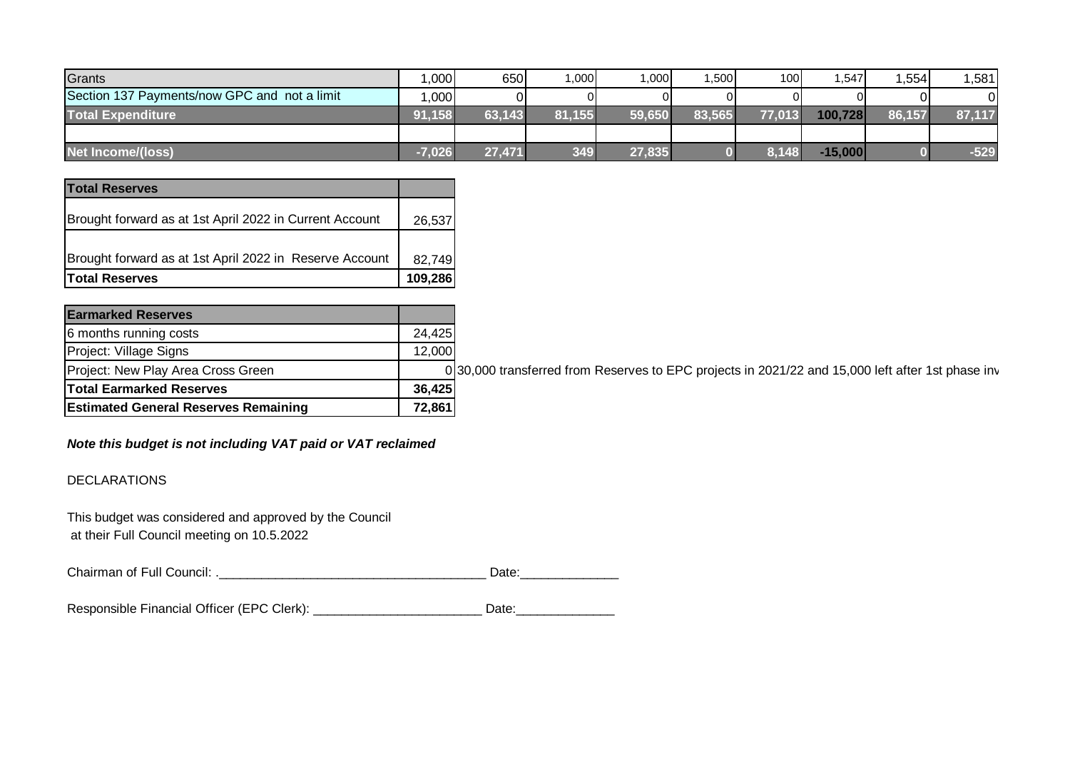| Grants | 1,000 | 650 | 1,000 | 1,000 | 1,500 | 100 | 1,547 | 1,554 | 1,581 |
|---|---|---|---|---|---|---|---|---|---|
| Section 137 Payments/now GPC and not a limit | 1,000 | 0 | 0 | 0 | 0 | 0 | 0 | 0 | 0 |
| **Total Expenditure** | **91,158** | **63,143** | **81,155** | **59,650** | **83,565** | **77,013** | **100,728** | **86,157** | **87,117** |
| | | | | | | | | | |
| **Net Income/(loss)** | **-7,026** | **27,471** | **349** | **27,835** | **0** | **8,148** | **-15,000** | **0** | **-529** |

| **Total Reserves** | |
|---|---|
| Brought forward as at 1st April 2022 in Current Account | 26,537 |
| Brought forward as at 1st April 2022 in Reserve Account | 82,749 |
| **Total Reserves** | **109,286** |

| **Earmarked Reserves** | | |
|---|---|---|
| 6 months running costs | 24,425 | |
| Project: Village Signs | 12,000 | |
| Project: New Play Area Cross Green | 0 | 30,000 transferred from Reserves to EPC projects in 2021/22 and 15,000 left after 1st phase inv |
| **Total Earmarked Reserves** | **36,425** | |
| **Estimated General Reserves Remaining** | **72,861** | |

***Note this budget is not including VAT paid or VAT reclaimed***

DECLARATIONS

This budget was considered and approved by the Council at their Full Council meeting on 10.5.2022

Chairman of Full Council: .______________________________________ Date:______________

Responsible Financial Officer (EPC Clerk): ________________________ Date:______________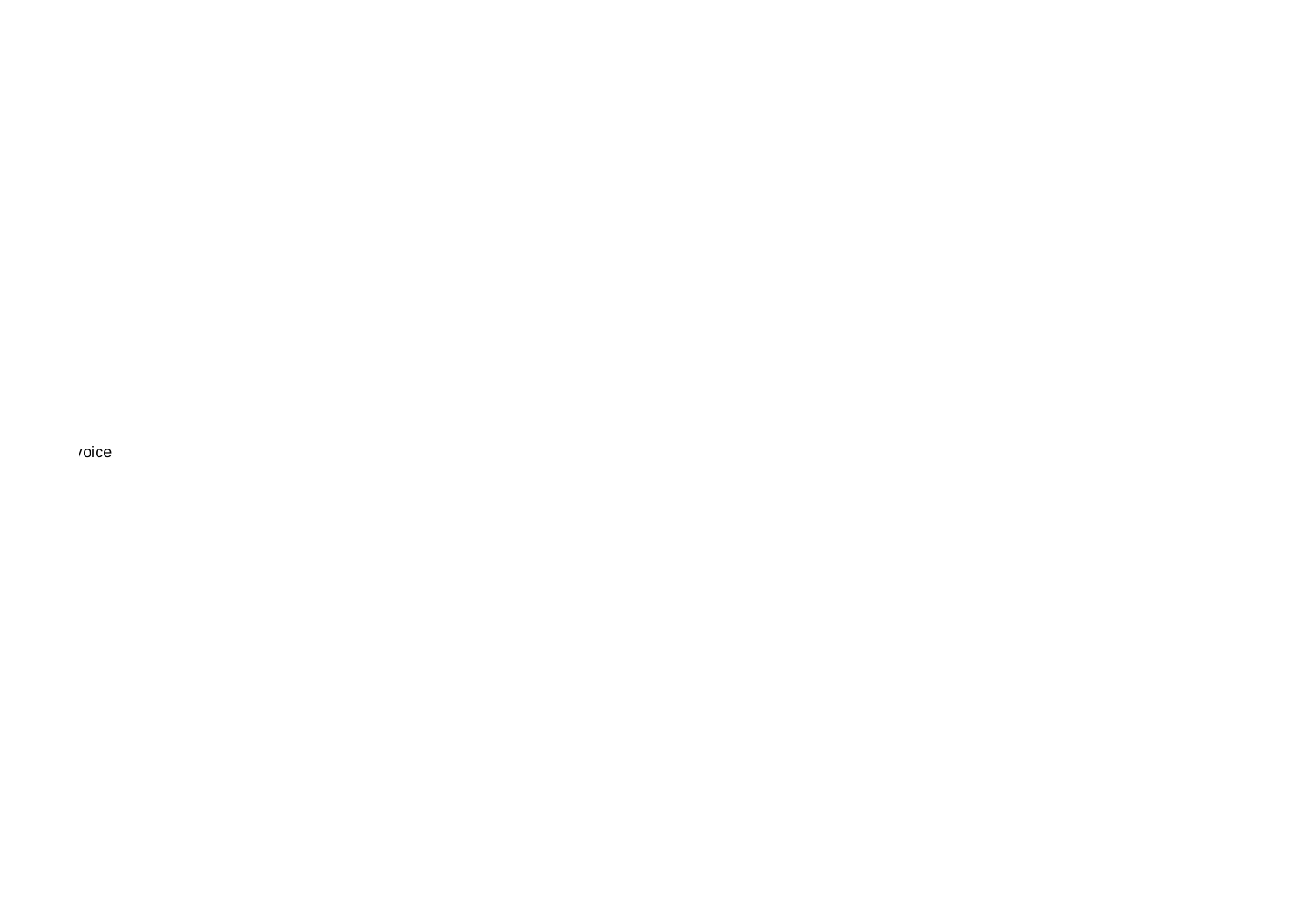voice